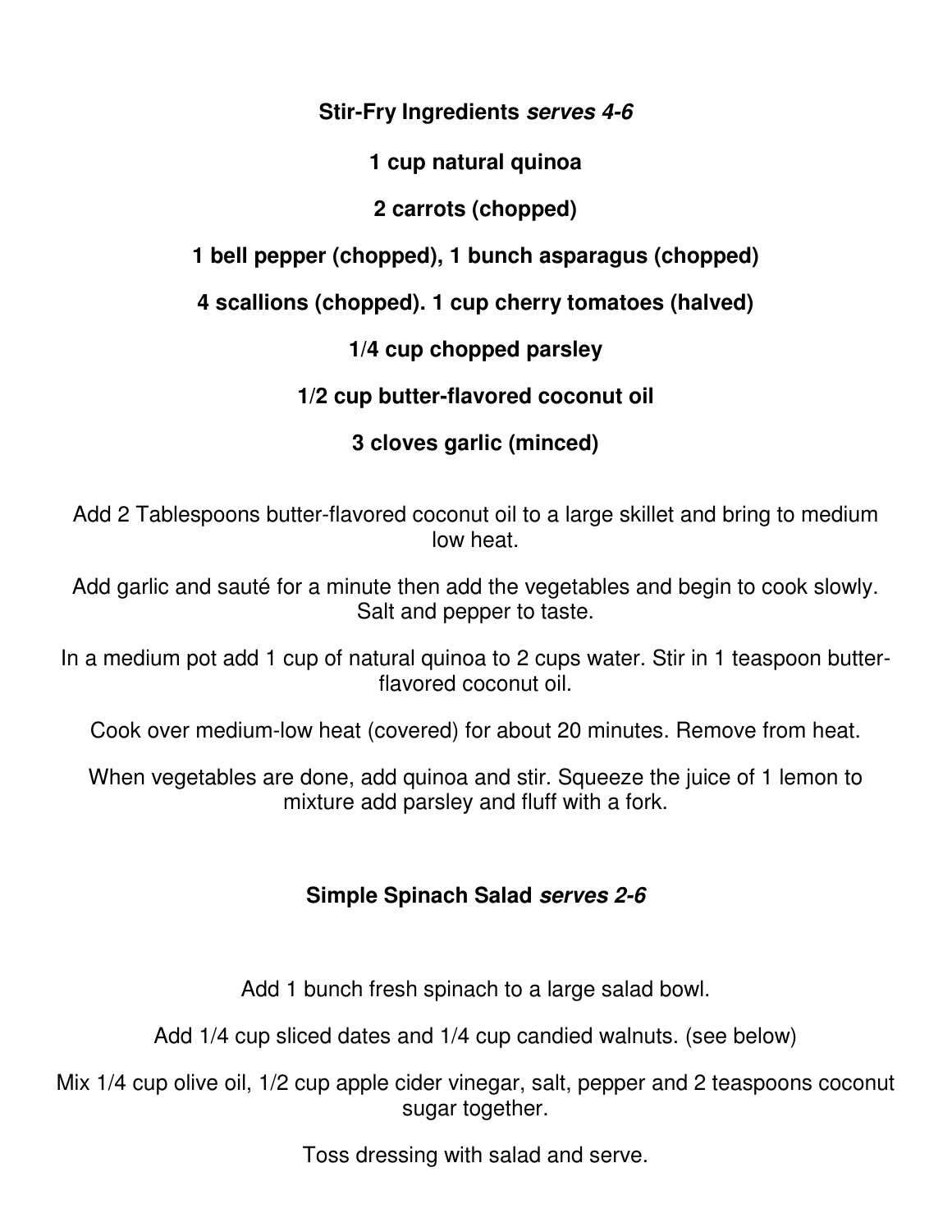## **Stir-Fry Ingredients *serves 4-6***

**1 cup natural quinoa**

**2 carrots (chopped)**

**1 bell pepper (chopped), 1 bunch asparagus (chopped)**

**4 scallions (chopped). 1 cup cherry tomatoes (halved)**

**1/4 cup chopped parsley**

**1/2 cup butter-flavored coconut oil**

**3 cloves garlic (minced)**

Add 2 Tablespoons butter-flavored coconut oil to a large skillet and bring to medium low heat.

Add garlic and sauté for a minute then add the vegetables and begin to cook slowly. Salt and pepper to taste.

In a medium pot add 1 cup of natural quinoa to 2 cups water. Stir in 1 teaspoon butter-flavored coconut oil.

Cook over medium-low heat (covered) for about 20 minutes. Remove from heat.

When vegetables are done, add quinoa and stir. Squeeze the juice of 1 lemon to mixture add parsley and fluff with a fork.

## **Simple Spinach Salad *serves 2-6***

Add 1 bunch fresh spinach to a large salad bowl.

Add 1/4 cup sliced dates and 1/4 cup candied walnuts. (see below)

Mix 1/4 cup olive oil, 1/2 cup apple cider vinegar, salt, pepper and 2 teaspoons coconut sugar together.

Toss dressing with salad and serve.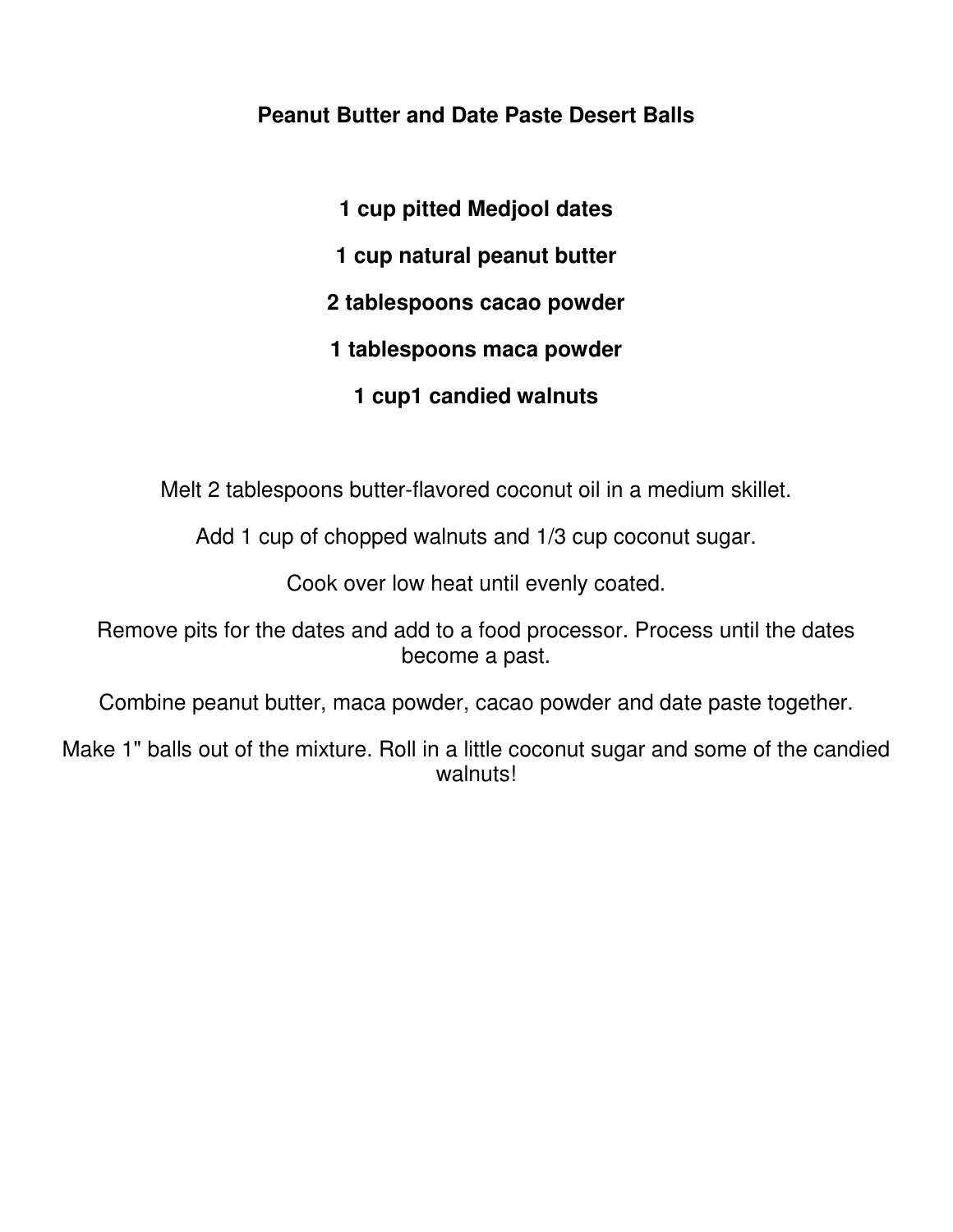**Peanut Butter and Date Paste Desert Balls**

**1 cup pitted Medjool dates**

**1 cup natural peanut butter**

**2 tablespoons cacao powder**

**1 tablespoons maca powder**

**1 cup1 candied walnuts**

Melt 2 tablespoons butter-flavored coconut oil in a medium skillet.

Add 1 cup of chopped walnuts and 1/3 cup coconut sugar.

Cook over low heat until evenly coated.

Remove pits for the dates and add to a food processor. Process until the dates become a past.

Combine peanut butter, maca powder, cacao powder and date paste together.

Make 1" balls out of the mixture. Roll in a little coconut sugar and some of the candied walnuts!